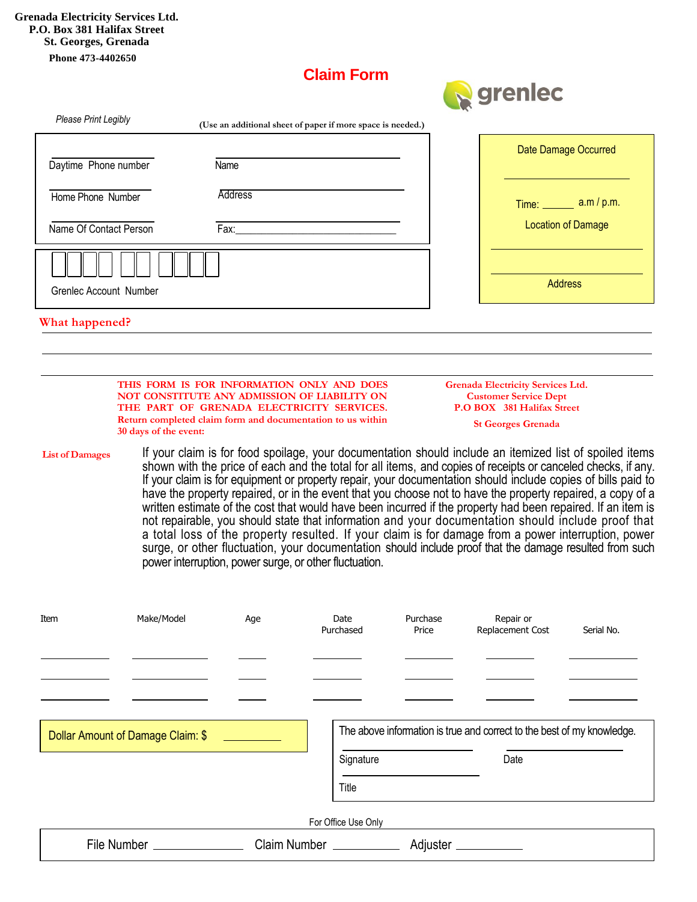**Grenada Electricity Services Ltd.**
**P.O. Box 381 Halifax Street**
**St. Georges, Grenada**
**Phone 473-4402650**

# Claim Form

grenlec

*Please Print Legibly*

**(Use an additional sheet of paper if more space is needed.)**

Daytime Phone number ____________

Name ____________

Home Phone Number ____________

Address ____________

Name Of Contact Person ____________

Fax: ____________

Grenlec Account Number

Date Damage Occurred ____________

Time: ______ a.m / p.m.

Location of Damage ____________

Address ____________

**What happened?**

**THIS FORM IS FOR INFORMATION ONLY AND DOES NOT CONSTITUTE ANY ADMISSION OF LIABILITY ON THE PART OF GRENADA ELECTRICITY SERVICES. Return completed claim form and documentation to us within 30 days of the event:**

**Grenada Electricity Services Ltd.**
**Customer Service Dept**
**P.O BOX 381 Halifax Street**
**St Georges Grenada**

**List of Damages**

If your claim is for food spoilage, your documentation should include an itemized list of spoiled items shown with the price of each and the total for all items, and copies of receipts or canceled checks, if any. If your claim is for equipment or property repair, your documentation should include copies of bills paid to have the property repaired, or in the event that you choose not to have the property repaired, a copy of a written estimate of the cost that would have been incurred if the property had been repaired. If an item is not repairable, you should state that information and your documentation should include proof that a total loss of the property resulted. If your claim is for damage from a power interruption, power surge, or other fluctuation, your documentation should include proof that the damage resulted from such power interruption, power surge, or other fluctuation.

| Item | Make/Model | Age | Date Purchased | Purchase Price | Repair or Replacement Cost | Serial No. |
|---|---|---|---|---|---|---|
| | | | | | | |
| | | | | | | |
| | | | | | | |

Dollar Amount of Damage Claim: $ ____________

The above information is true and correct to the best of my knowledge.

Signature ____________ Date ____________

Title ____________

For Office Use Only

File Number ____________ Claim Number ____________ Adjuster ____________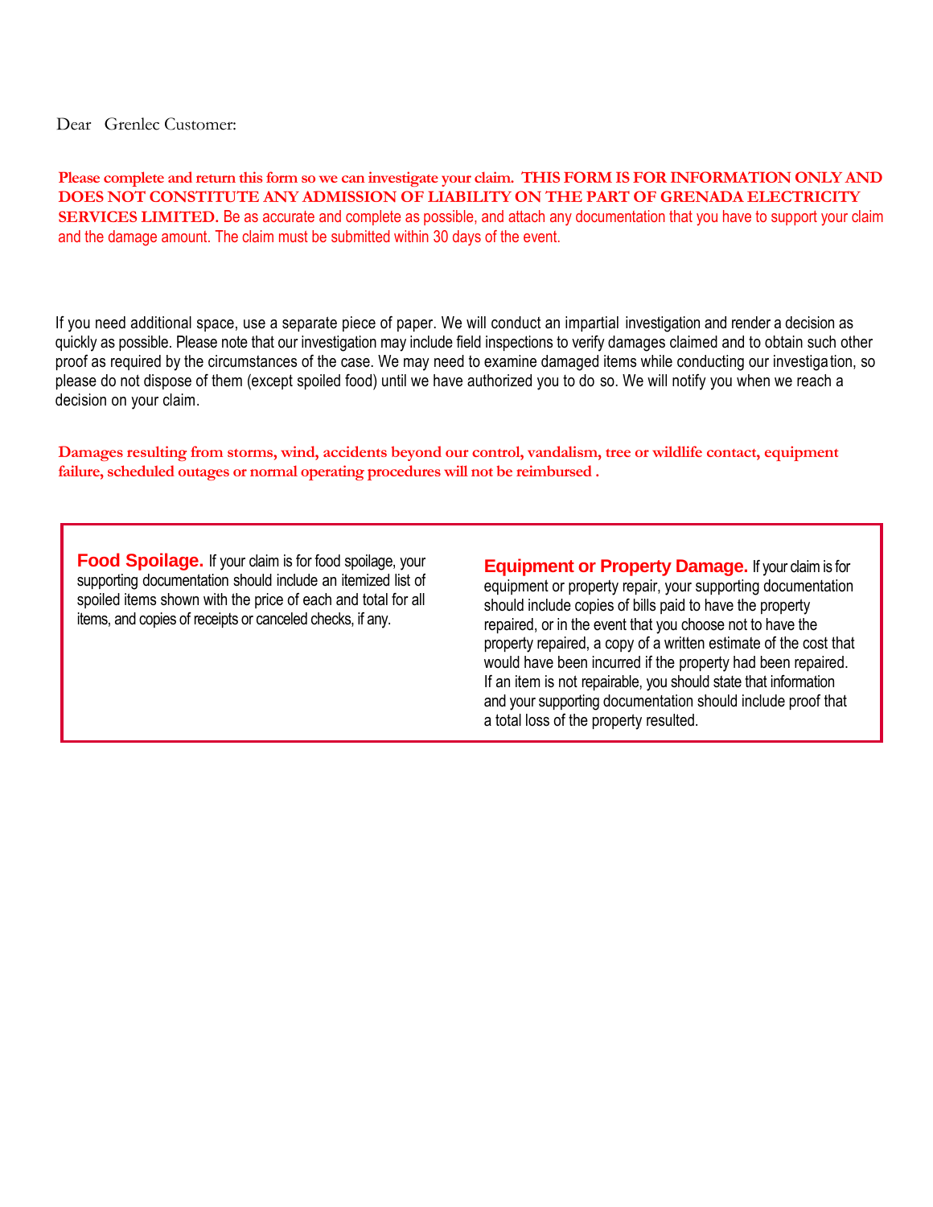Dear Grenlec Customer:

**Please complete and return this form so we can investigate your claim. THIS FORM IS FOR INFORMATION ONLY AND DOES NOT CONSTITUTE ANY ADMISSION OF LIABILITY ON THE PART OF GRENADA ELECTRICITY SERVICES LIMITED.** Be as accurate and complete as possible, and attach any documentation that you have to support your claim and the damage amount. The claim must be submitted within 30 days of the event.

If you need additional space, use a separate piece of paper. We will conduct an impartial investigation and render a decision as quickly as possible. Please note that our investigation may include field inspections to verify damages claimed and to obtain such other proof as required by the circumstances of the case. We may need to examine damaged items while conducting our investigation, so please do not dispose of them (except spoiled food) until we have authorized you to do so. We will notify you when we reach a decision on your claim.

**Damages resulting from storms, wind, accidents beyond our control, vandalism, tree or wildlife contact, equipment failure, scheduled outages or normal operating procedures will not be reimbursed .**

**Food Spoilage.** If your claim is for food spoilage, your supporting documentation should include an itemized list of spoiled items shown with the price of each and total for all items, and copies of receipts or canceled checks, if any.

**Equipment or Property Damage.** If your claim is for equipment or property repair, your supporting documentation should include copies of bills paid to have the property repaired, or in the event that you choose not to have the property repaired, a copy of a written estimate of the cost that would have been incurred if the property had been repaired. If an item is not repairable, you should state that information and your supporting documentation should include proof that a total loss of the property resulted.